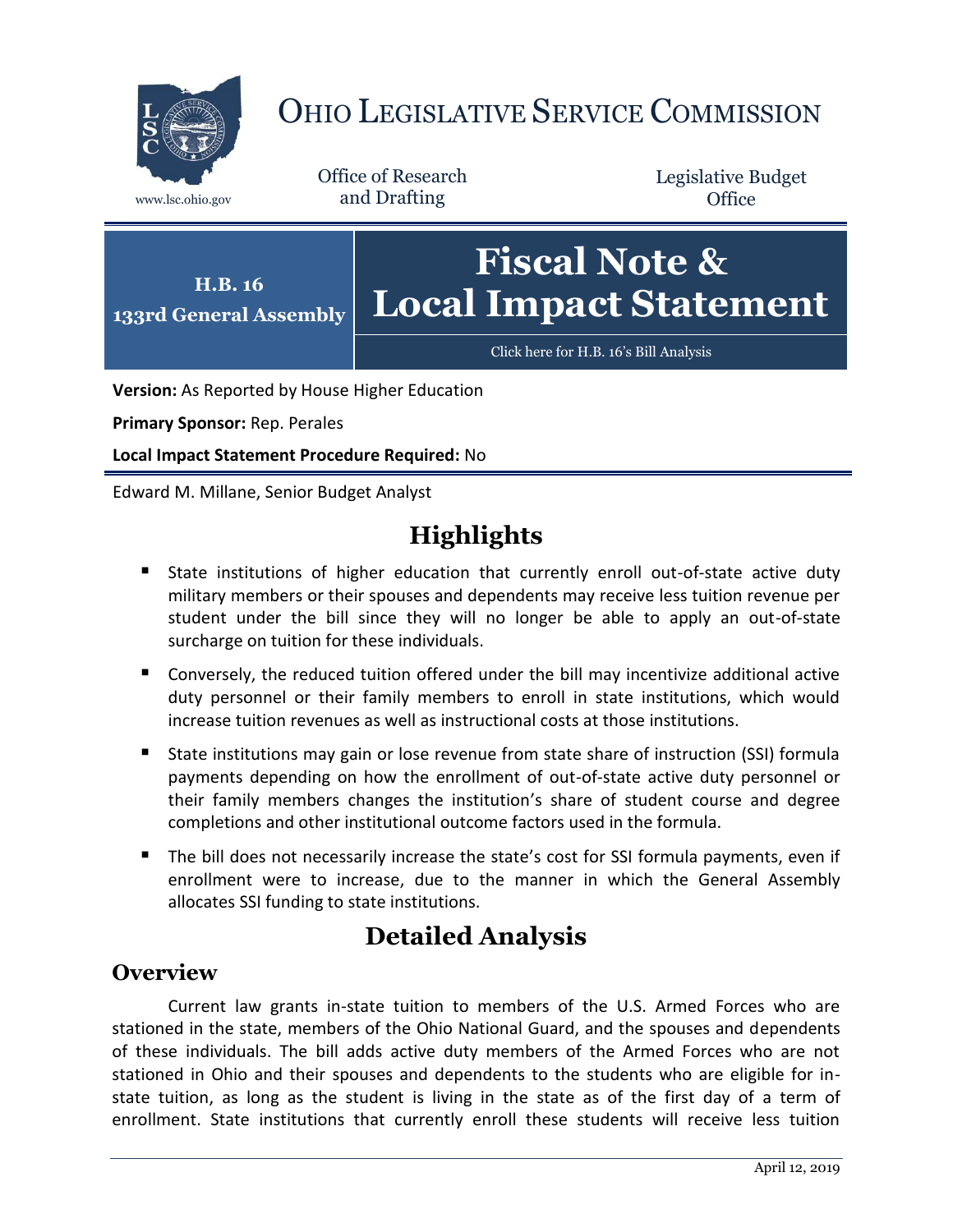# Ohio Legislative Service Commission

www.lsc.ohio.gov

Office of Research and Drafting

Legislative Budget Office

**H.B. 16**
**133rd General Assembly**

# Fiscal Note & Local Impact Statement

Click here for H.B. 16's Bill Analysis

**Version:** As Reported by House Higher Education

**Primary Sponsor:** Rep. Perales

**Local Impact Statement Procedure Required:** No

Edward M. Millane, Senior Budget Analyst

## Highlights

- State institutions of higher education that currently enroll out-of-state active duty military members or their spouses and dependents may receive less tuition revenue per student under the bill since they will no longer be able to apply an out-of-state surcharge on tuition for these individuals.
- Conversely, the reduced tuition offered under the bill may incentivize additional active duty personnel or their family members to enroll in state institutions, which would increase tuition revenues as well as instructional costs at those institutions.
- State institutions may gain or lose revenue from state share of instruction (SSI) formula payments depending on how the enrollment of out-of-state active duty personnel or their family members changes the institution's share of student course and degree completions and other institutional outcome factors used in the formula.
- The bill does not necessarily increase the state's cost for SSI formula payments, even if enrollment were to increase, due to the manner in which the General Assembly allocates SSI funding to state institutions.

## Detailed Analysis

### Overview

Current law grants in-state tuition to members of the U.S. Armed Forces who are stationed in the state, members of the Ohio National Guard, and the spouses and dependents of these individuals. The bill adds active duty members of the Armed Forces who are not stationed in Ohio and their spouses and dependents to the students who are eligible for in-state tuition, as long as the student is living in the state as of the first day of a term of enrollment. State institutions that currently enroll these students will receive less tuition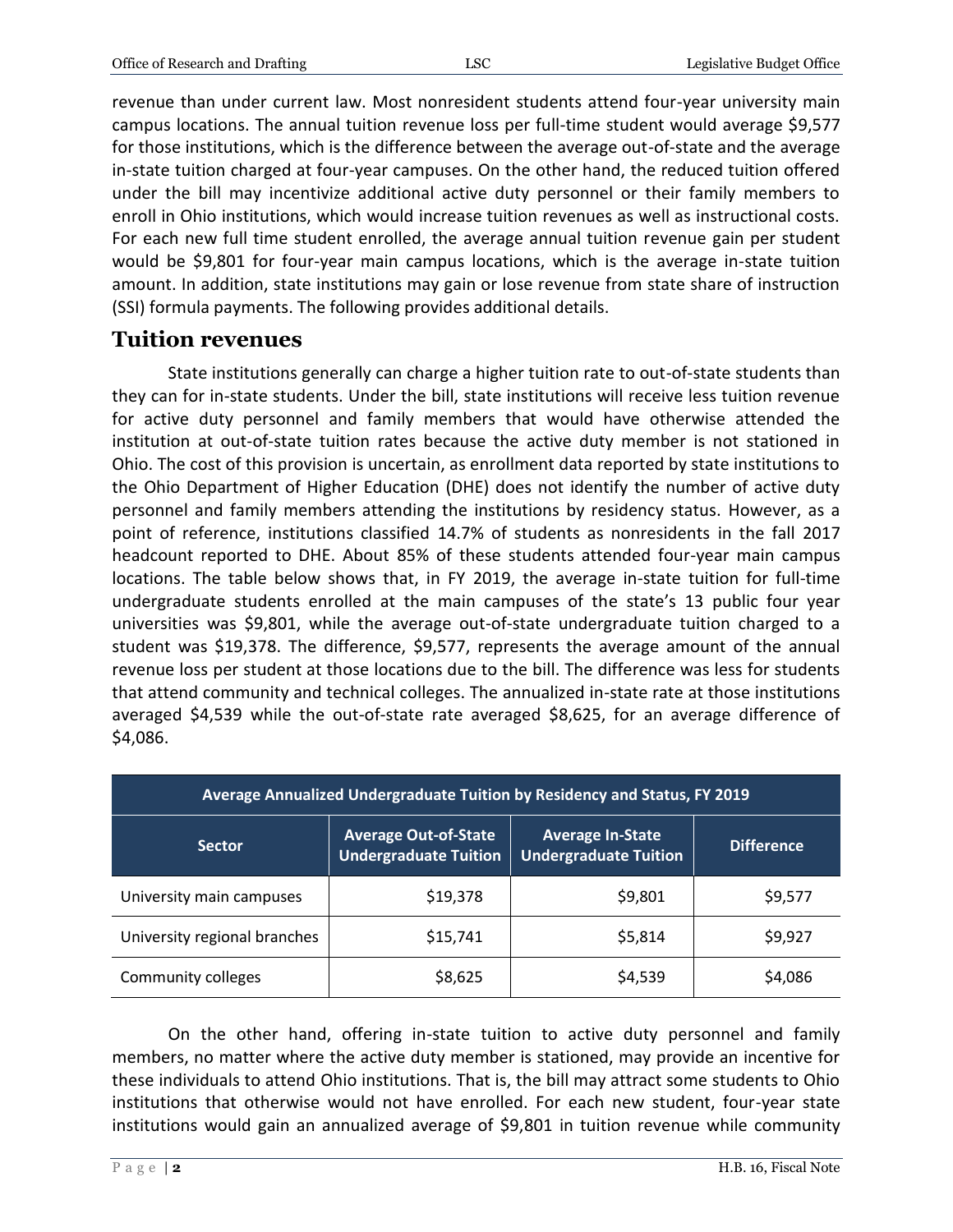revenue than under current law. Most nonresident students attend four-year university main campus locations. The annual tuition revenue loss per full-time student would average $9,577 for those institutions, which is the difference between the average out-of-state and the average in-state tuition charged at four-year campuses. On the other hand, the reduced tuition offered under the bill may incentivize additional active duty personnel or their family members to enroll in Ohio institutions, which would increase tuition revenues as well as instructional costs. For each new full time student enrolled, the average annual tuition revenue gain per student would be $9,801 for four-year main campus locations, which is the average in-state tuition amount. In addition, state institutions may gain or lose revenue from state share of instruction (SSI) formula payments. The following provides additional details.

## Tuition revenues

State institutions generally can charge a higher tuition rate to out-of-state students than they can for in-state students. Under the bill, state institutions will receive less tuition revenue for active duty personnel and family members that would have otherwise attended the institution at out-of-state tuition rates because the active duty member is not stationed in Ohio. The cost of this provision is uncertain, as enrollment data reported by state institutions to the Ohio Department of Higher Education (DHE) does not identify the number of active duty personnel and family members attending the institutions by residency status. However, as a point of reference, institutions classified 14.7% of students as nonresidents in the fall 2017 headcount reported to DHE. About 85% of these students attended four-year main campus locations. The table below shows that, in FY 2019, the average in-state tuition for full-time undergraduate students enrolled at the main campuses of the state's 13 public four year universities was $9,801, while the average out-of-state undergraduate tuition charged to a student was $19,378. The difference, $9,577, represents the average amount of the annual revenue loss per student at those locations due to the bill. The difference was less for students that attend community and technical colleges. The annualized in-state rate at those institutions averaged $4,539 while the out-of-state rate averaged $8,625, for an average difference of $4,086.

| Average Annualized Undergraduate Tuition by Residency and Status, FY 2019 | | | |
|---|---|---|---|
| Sector | Average Out-of-State Undergraduate Tuition | Average In-State Undergraduate Tuition | Difference |
| University main campuses | $19,378 | $9,801 | $9,577 |
| University regional branches | $15,741 | $5,814 | $9,927 |
| Community colleges | $8,625 | $4,539 | $4,086 |

On the other hand, offering in-state tuition to active duty personnel and family members, no matter where the active duty member is stationed, may provide an incentive for these individuals to attend Ohio institutions. That is, the bill may attract some students to Ohio institutions that otherwise would not have enrolled. For each new student, four-year state institutions would gain an annualized average of $9,801 in tuition revenue while community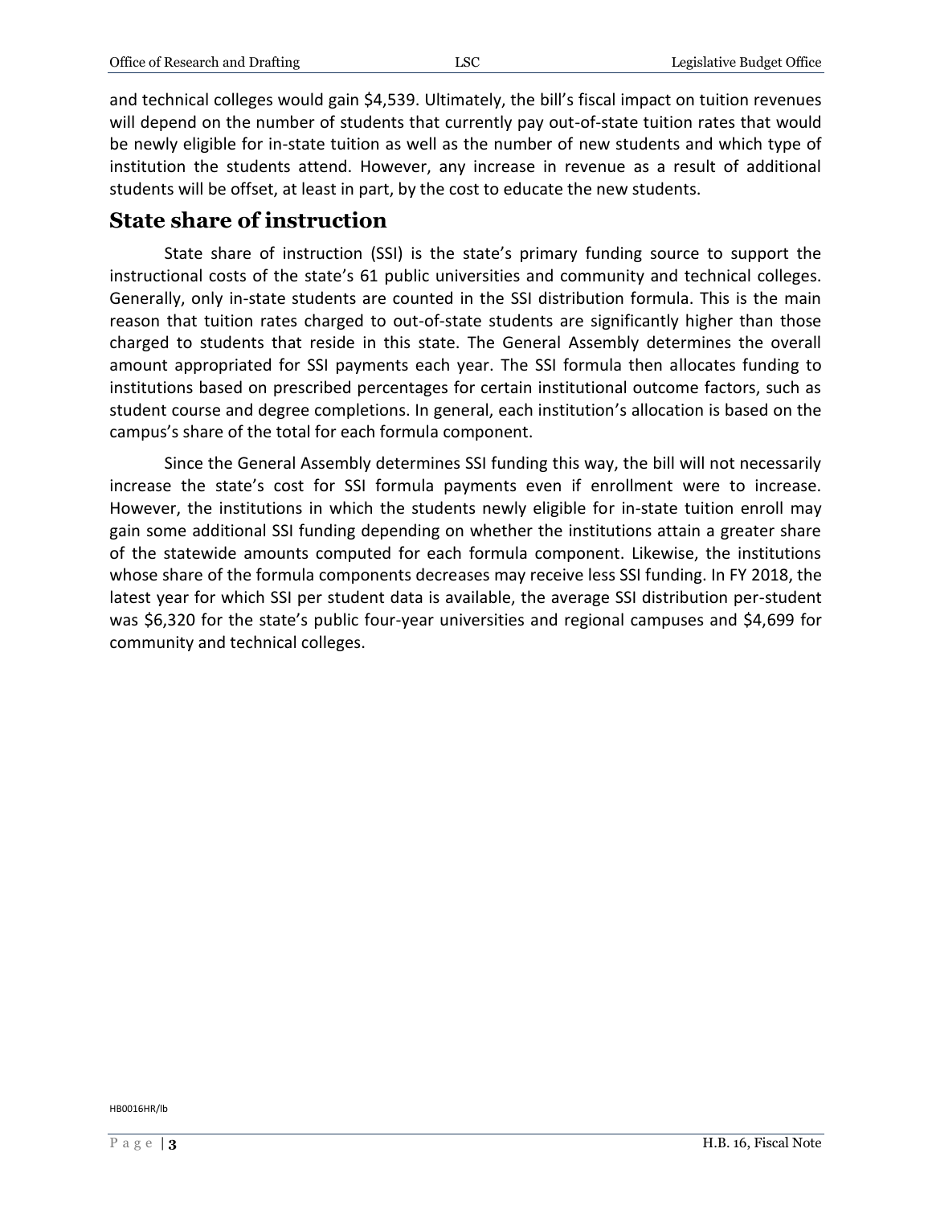and technical colleges would gain $4,539. Ultimately, the bill's fiscal impact on tuition revenues will depend on the number of students that currently pay out-of-state tuition rates that would be newly eligible for in-state tuition as well as the number of new students and which type of institution the students attend. However, any increase in revenue as a result of additional students will be offset, at least in part, by the cost to educate the new students.

## State share of instruction

State share of instruction (SSI) is the state's primary funding source to support the instructional costs of the state's 61 public universities and community and technical colleges. Generally, only in-state students are counted in the SSI distribution formula. This is the main reason that tuition rates charged to out-of-state students are significantly higher than those charged to students that reside in this state. The General Assembly determines the overall amount appropriated for SSI payments each year. The SSI formula then allocates funding to institutions based on prescribed percentages for certain institutional outcome factors, such as student course and degree completions. In general, each institution's allocation is based on the campus's share of the total for each formula component.

Since the General Assembly determines SSI funding this way, the bill will not necessarily increase the state's cost for SSI formula payments even if enrollment were to increase. However, the institutions in which the students newly eligible for in-state tuition enroll may gain some additional SSI funding depending on whether the institutions attain a greater share of the statewide amounts computed for each formula component. Likewise, the institutions whose share of the formula components decreases may receive less SSI funding. In FY 2018, the latest year for which SSI per student data is available, the average SSI distribution per-student was $6,320 for the state's public four-year universities and regional campuses and $4,699 for community and technical colleges.

HB0016HR/lb